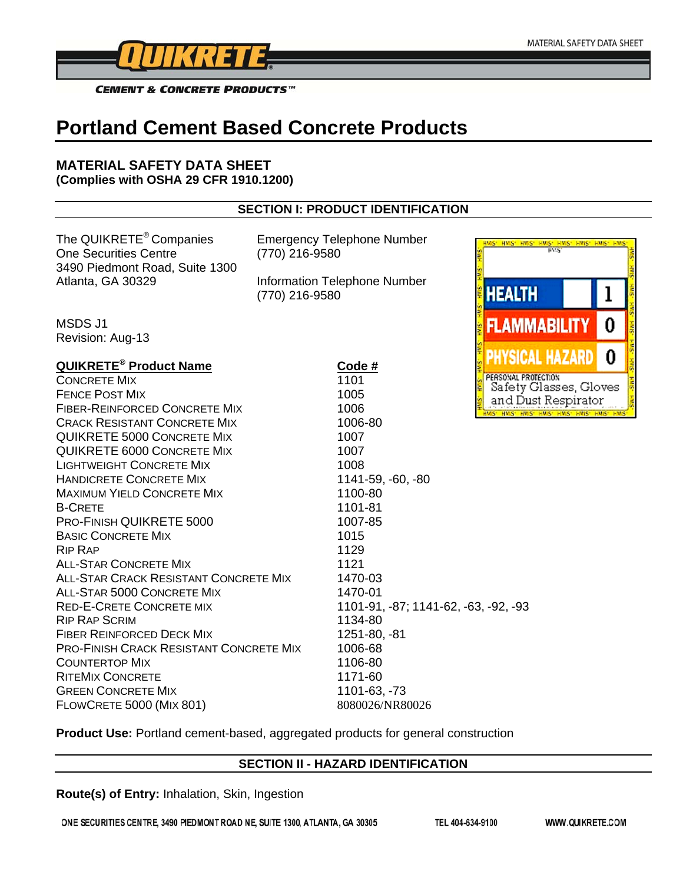# Portland Cement Based Concrete Products

## MATERIAL SAFETY DATA SHEET
**(Complies with OSHA 29 CFR 1910.1200)**

### SECTION I: PRODUCT IDENTIFICATION

The QUIKRETE® Companies
One Securities Centre
3490 Piedmont Road, Suite 1300
Atlanta, GA 30329

Emergency Telephone Number
(770) 216-9580

Information Telephone Number
(770) 216-9580

| HMIS | |
|---|---|
| HEALTH | 1 |
| FLAMMABILITY | 0 |
| PHYSICAL HAZARD | 0 |
| PERSONAL PROTECTION | Safety Glasses, Gloves and Dust Respirator |

MSDS J1
Revision: Aug-13

| QUIKRETE® Product Name | Code # |
|---|---|
| Concrete Mix | 1101 |
| Fence Post Mix | 1005 |
| Fiber-Reinforced Concrete Mix | 1006 |
| Crack Resistant Concrete Mix | 1006-80 |
| QUIKRETE 5000 Concrete Mix | 1007 |
| QUIKRETE 6000 Concrete Mix | 1007 |
| Lightweight Concrete Mix | 1008 |
| Handicrete Concrete Mix | 1141-59, -60, -80 |
| Maximum Yield Concrete Mix | 1100-80 |
| B-Crete | 1101-81 |
| Pro-Finish QUIKRETE 5000 | 1007-85 |
| Basic Concrete Mix | 1015 |
| Rip Rap | 1129 |
| All-Star Concrete Mix | 1121 |
| All-Star Crack Resistant Concrete Mix | 1470-03 |
| All-Star 5000 Concrete Mix | 1470-01 |
| Red-E-Crete Concrete mix | 1101-91, -87; 1141-62, -63, -92, -93 |
| Rip Rap Scrim | 1134-80 |
| Fiber Reinforced Deck Mix | 1251-80, -81 |
| Pro-Finish Crack Resistant Concrete Mix | 1006-68 |
| Countertop Mix | 1106-80 |
| RiteMix Concrete | 1171-60 |
| Green Concrete Mix | 1101-63, -73 |
| FlowCrete 5000 (Mix 801) | 8080026/NR80026 |

**Product Use:** Portland cement-based, aggregated products for general construction

### SECTION II - HAZARD IDENTIFICATION

**Route(s) of Entry:** Inhalation, Skin, Ingestion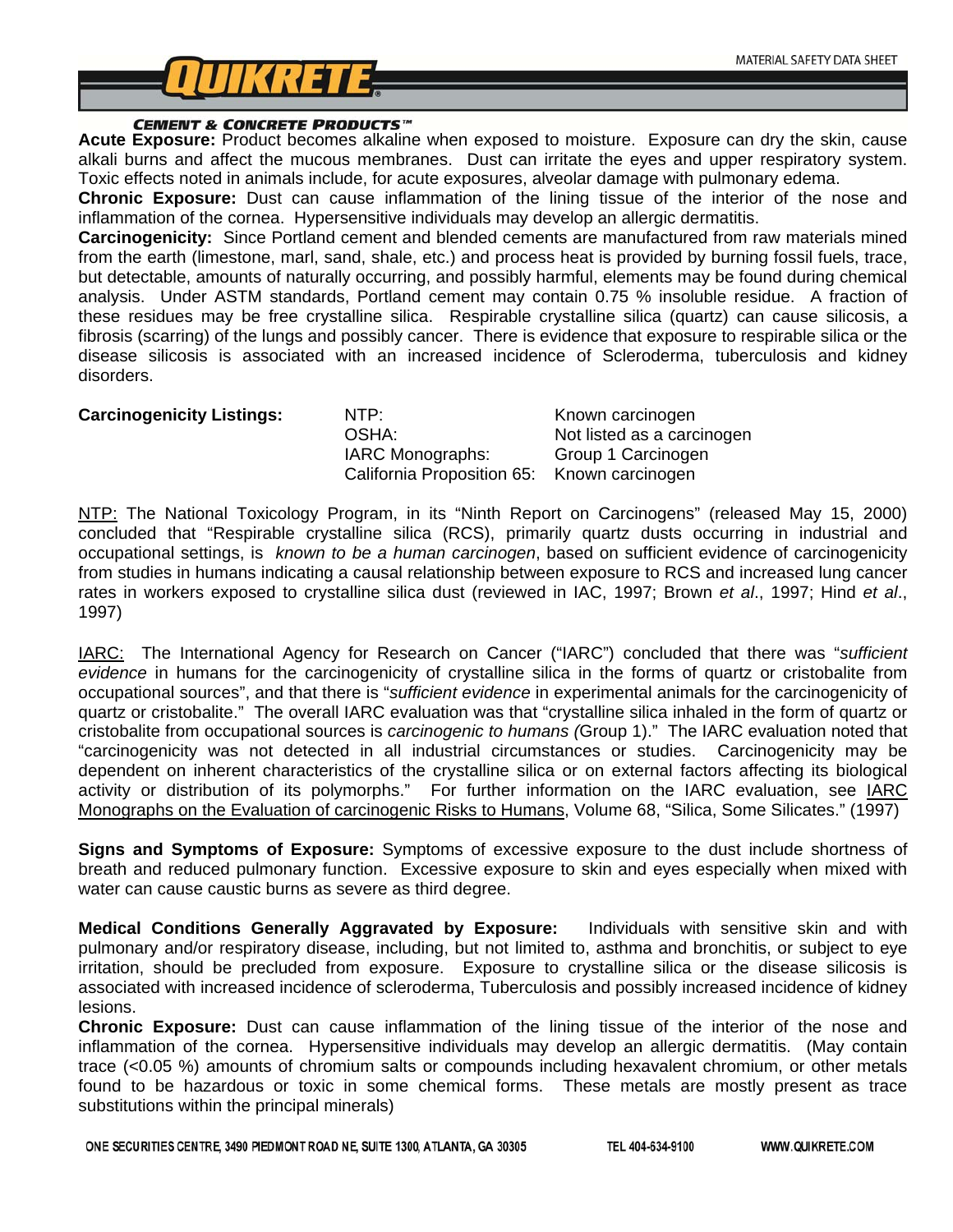**Acute Exposure:** Product becomes alkaline when exposed to moisture. Exposure can dry the skin, cause alkali burns and affect the mucous membranes. Dust can irritate the eyes and upper respiratory system. Toxic effects noted in animals include, for acute exposures, alveolar damage with pulmonary edema.

**Chronic Exposure:** Dust can cause inflammation of the lining tissue of the interior of the nose and inflammation of the cornea. Hypersensitive individuals may develop an allergic dermatitis.

**Carcinogenicity:** Since Portland cement and blended cements are manufactured from raw materials mined from the earth (limestone, marl, sand, shale, etc.) and process heat is provided by burning fossil fuels, trace, but detectable, amounts of naturally occurring, and possibly harmful, elements may be found during chemical analysis. Under ASTM standards, Portland cement may contain 0.75 % insoluble residue. A fraction of these residues may be free crystalline silica. Respirable crystalline silica (quartz) can cause silicosis, a fibrosis (scarring) of the lungs and possibly cancer. There is evidence that exposure to respirable silica or the disease silicosis is associated with an increased incidence of Scleroderma, tuberculosis and kidney disorders.

| **Carcinogenicity Listings:** | | |
|---|---|---|
| | NTP: | Known carcinogen |
| | OSHA: | Not listed as a carcinogen |
| | IARC Monographs: | Group 1 Carcinogen |
| | California Proposition 65: | Known carcinogen |

NTP: The National Toxicology Program, in its "Ninth Report on Carcinogens" (released May 15, 2000) concluded that "Respirable crystalline silica (RCS), primarily quartz dusts occurring in industrial and occupational settings, is *known to be a human carcinogen*, based on sufficient evidence of carcinogenicity from studies in humans indicating a causal relationship between exposure to RCS and increased lung cancer rates in workers exposed to crystalline silica dust (reviewed in IAC, 1997; Brown *et al*., 1997; Hind *et al*., 1997)

IARC: The International Agency for Research on Cancer ("IARC") concluded that there was "*sufficient evidence* in humans for the carcinogenicity of crystalline silica in the forms of quartz or cristobalite from occupational sources", and that there is "*sufficient evidence* in experimental animals for the carcinogenicity of quartz or cristobalite." The overall IARC evaluation was that "crystalline silica inhaled in the form of quartz or cristobalite from occupational sources is *carcinogenic to humans (*Group 1)." The IARC evaluation noted that "carcinogenicity was not detected in all industrial circumstances or studies. Carcinogenicity may be dependent on inherent characteristics of the crystalline silica or on external factors affecting its biological activity or distribution of its polymorphs." For further information on the IARC evaluation, see IARC Monographs on the Evaluation of carcinogenic Risks to Humans, Volume 68, "Silica, Some Silicates." (1997)

**Signs and Symptoms of Exposure:** Symptoms of excessive exposure to the dust include shortness of breath and reduced pulmonary function. Excessive exposure to skin and eyes especially when mixed with water can cause caustic burns as severe as third degree.

**Medical Conditions Generally Aggravated by Exposure:** Individuals with sensitive skin and with pulmonary and/or respiratory disease, including, but not limited to, asthma and bronchitis, or subject to eye irritation, should be precluded from exposure. Exposure to crystalline silica or the disease silicosis is associated with increased incidence of scleroderma, Tuberculosis and possibly increased incidence of kidney lesions.

**Chronic Exposure:** Dust can cause inflammation of the lining tissue of the interior of the nose and inflammation of the cornea. Hypersensitive individuals may develop an allergic dermatitis. (May contain trace (<0.05 %) amounts of chromium salts or compounds including hexavalent chromium, or other metals found to be hazardous or toxic in some chemical forms. These metals are mostly present as trace substitutions within the principal minerals)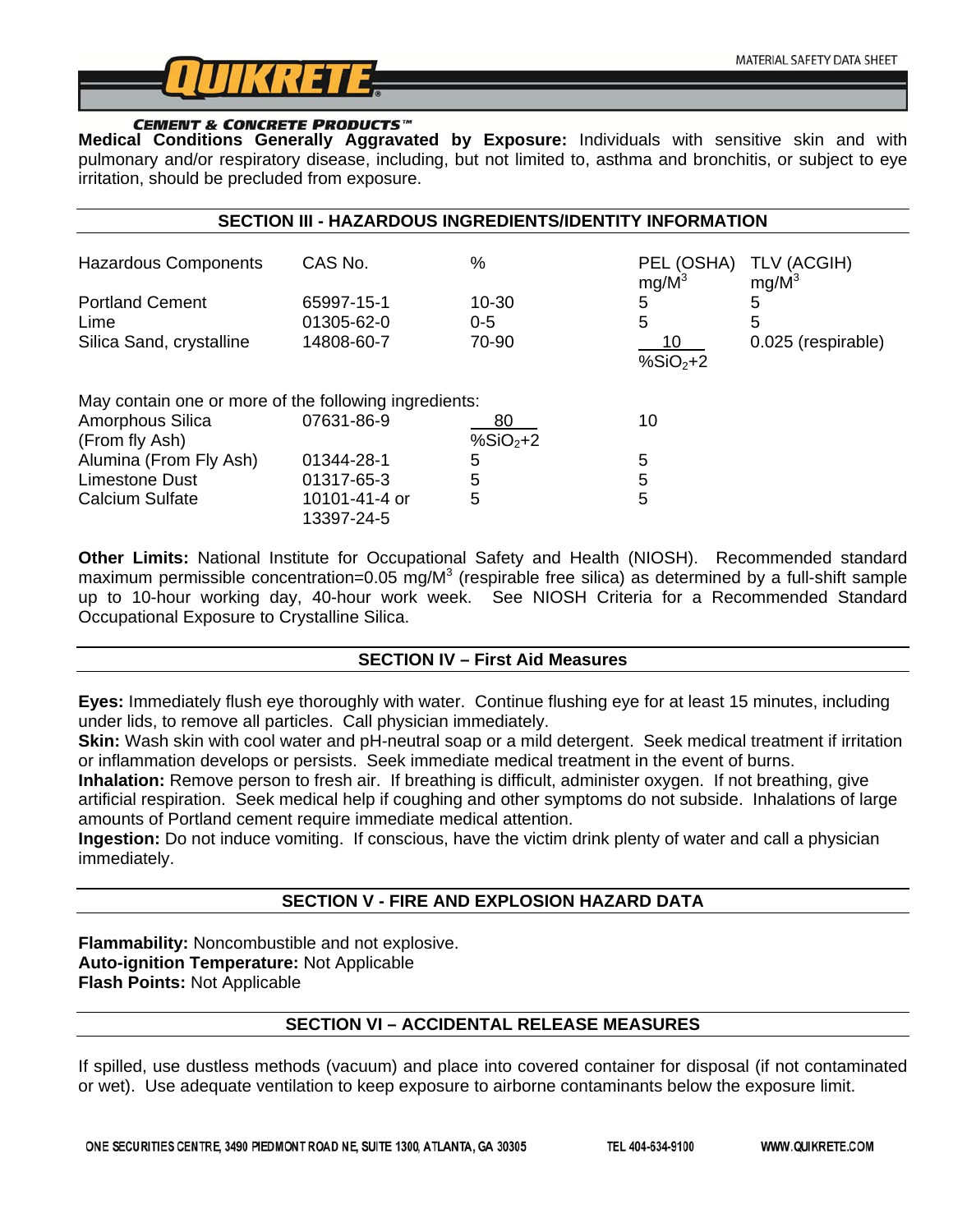**Medical Conditions Generally Aggravated by Exposure:** Individuals with sensitive skin and with pulmonary and/or respiratory disease, including, but not limited to, asthma and bronchitis, or subject to eye irritation, should be precluded from exposure.

## SECTION III - HAZARDOUS INGREDIENTS/IDENTITY INFORMATION

| Hazardous Components | CAS No. | % | PEL (OSHA) $mg/M^3$ | TLV (ACGIH) $mg/M^3$ |
|---|---|---|---|---|
| Portland Cement | 65997-15-1 | 10-30 | 5 | 5 |
| Lime | 01305-62-0 | 0-5 | 5 | 5 |
| Silica Sand, crystalline | 14808-60-7 | 70-90 | $\frac{10}{\%SiO_2+2}$ | 0.025 (respirable) |
| May contain one or more of the following ingredients: | | | | |
| Amorphous Silica (From fly Ash) | 07631-86-9 | $\frac{80}{\%SiO_2+2}$ | 10 | |
| Alumina (From Fly Ash) | 01344-28-1 | 5 | 5 | |
| Limestone Dust | 01317-65-3 | 5 | 5 | |
| Calcium Sulfate | 10101-41-4 or 13397-24-5 | 5 | 5 | |

**Other Limits:** National Institute for Occupational Safety and Health (NIOSH). Recommended standard maximum permissible concentration=0.05 $mg/M^3$ (respirable free silica) as determined by a full-shift sample up to 10-hour working day, 40-hour work week. See NIOSH Criteria for a Recommended Standard Occupational Exposure to Crystalline Silica.

## SECTION IV – First Aid Measures

**Eyes:** Immediately flush eye thoroughly with water. Continue flushing eye for at least 15 minutes, including under lids, to remove all particles. Call physician immediately.
**Skin:** Wash skin with cool water and pH-neutral soap or a mild detergent. Seek medical treatment if irritation or inflammation develops or persists. Seek immediate medical treatment in the event of burns.
**Inhalation:** Remove person to fresh air. If breathing is difficult, administer oxygen. If not breathing, give artificial respiration. Seek medical help if coughing and other symptoms do not subside. Inhalations of large amounts of Portland cement require immediate medical attention.
**Ingestion:** Do not induce vomiting. If conscious, have the victim drink plenty of water and call a physician immediately.

## SECTION V - FIRE AND EXPLOSION HAZARD DATA

**Flammability:** Noncombustible and not explosive.
**Auto-ignition Temperature:** Not Applicable
**Flash Points:** Not Applicable

## SECTION VI – ACCIDENTAL RELEASE MEASURES

If spilled, use dustless methods (vacuum) and place into covered container for disposal (if not contaminated or wet). Use adequate ventilation to keep exposure to airborne contaminants below the exposure limit.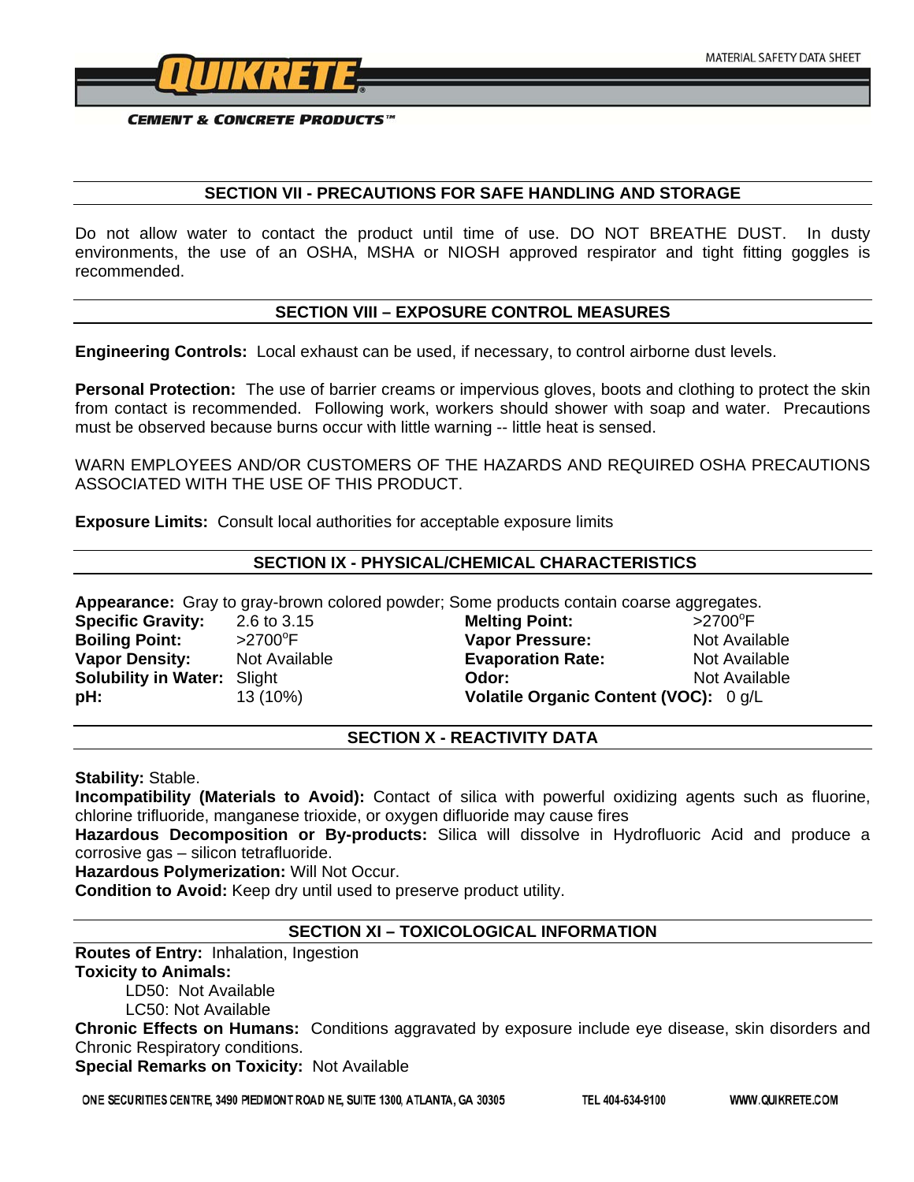## SECTION VII - PRECAUTIONS FOR SAFE HANDLING AND STORAGE

Do not allow water to contact the product until time of use. DO NOT BREATHE DUST. In dusty environments, the use of an OSHA, MSHA or NIOSH approved respirator and tight fitting goggles is recommended.

## SECTION VIII – EXPOSURE CONTROL MEASURES

**Engineering Controls:** Local exhaust can be used, if necessary, to control airborne dust levels.

**Personal Protection:** The use of barrier creams or impervious gloves, boots and clothing to protect the skin from contact is recommended. Following work, workers should shower with soap and water. Precautions must be observed because burns occur with little warning -- little heat is sensed.

WARN EMPLOYEES AND/OR CUSTOMERS OF THE HAZARDS AND REQUIRED OSHA PRECAUTIONS ASSOCIATED WITH THE USE OF THIS PRODUCT.

**Exposure Limits:** Consult local authorities for acceptable exposure limits

## SECTION IX - PHYSICAL/CHEMICAL CHARACTERISTICS

**Appearance:** Gray to gray-brown colored powder; Some products contain coarse aggregates.

| | | | |
|---|---|---|---|
| **Specific Gravity:** | 2.6 to 3.15 | **Melting Point:** | >2700°F |
| **Boiling Point:** | >2700°F | **Vapor Pressure:** | Not Available |
| **Vapor Density:** | Not Available | **Evaporation Rate:** | Not Available |
| **Solubility in Water:** | Slight | **Odor:** | Not Available |
| **pH:** | 13 (10%) | **Volatile Organic Content (VOC):** | 0 g/L |

## SECTION X - REACTIVITY DATA

**Stability:** Stable.
**Incompatibility (Materials to Avoid):** Contact of silica with powerful oxidizing agents such as fluorine, chlorine trifluoride, manganese trioxide, or oxygen difluoride may cause fires
**Hazardous Decomposition or By-products:** Silica will dissolve in Hydrofluoric Acid and produce a corrosive gas – silicon tetrafluoride.
**Hazardous Polymerization:** Will Not Occur.
**Condition to Avoid:** Keep dry until used to preserve product utility.

## SECTION XI – TOXICOLOGICAL INFORMATION

**Routes of Entry:** Inhalation, Ingestion
**Toxicity to Animals:**
- LD50: Not Available
- LC50: Not Available

**Chronic Effects on Humans:** Conditions aggravated by exposure include eye disease, skin disorders and Chronic Respiratory conditions.
**Special Remarks on Toxicity:** Not Available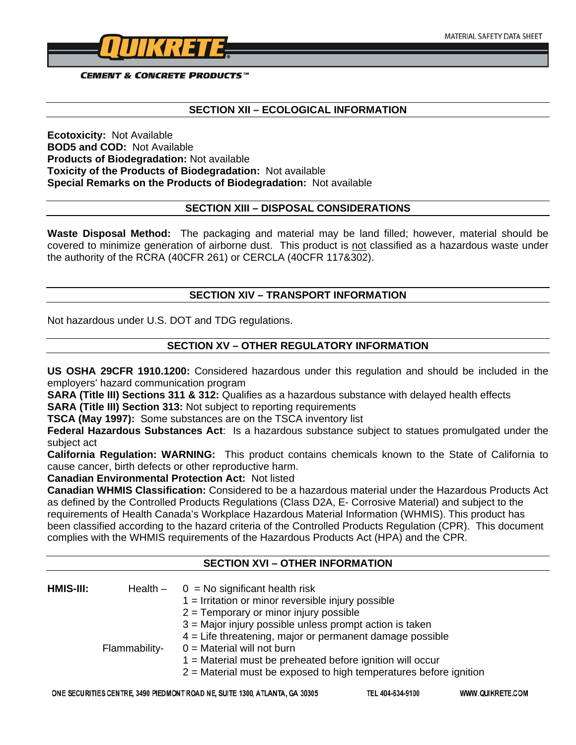## SECTION XII – ECOLOGICAL INFORMATION

**Ecotoxicity:** Not Available
**BOD5 and COD:** Not Available
**Products of Biodegradation:** Not available
**Toxicity of the Products of Biodegradation:** Not available
**Special Remarks on the Products of Biodegradation:** Not available

## SECTION XIII – DISPOSAL CONSIDERATIONS

**Waste Disposal Method:** The packaging and material may be land filled; however, material should be covered to minimize generation of airborne dust. This product is not classified as a hazardous waste under the authority of the RCRA (40CFR 261) or CERCLA (40CFR 117&302).

## SECTION XIV – TRANSPORT INFORMATION

Not hazardous under U.S. DOT and TDG regulations.

## SECTION XV – OTHER REGULATORY INFORMATION

**US OSHA 29CFR 1910.1200:** Considered hazardous under this regulation and should be included in the employers' hazard communication program
**SARA (Title III) Sections 311 & 312:** Qualifies as a hazardous substance with delayed health effects
**SARA (Title III) Section 313:** Not subject to reporting requirements
**TSCA (May 1997):** Some substances are on the TSCA inventory list
**Federal Hazardous Substances Act**: Is a hazardous substance subject to statues promulgated under the subject act
**California Regulation: WARNING:** This product contains chemicals known to the State of California to cause cancer, birth defects or other reproductive harm.
**Canadian Environmental Protection Act:** Not listed
**Canadian WHMIS Classification:** Considered to be a hazardous material under the Hazardous Products Act as defined by the Controlled Products Regulations (Class D2A, E- Corrosive Material) and subject to the requirements of Health Canada's Workplace Hazardous Material Information (WHMIS). This product has been classified according to the hazard criteria of the Controlled Products Regulation (CPR). This document complies with the WHMIS requirements of the Hazardous Products Act (HPA) and the CPR.

## SECTION XVI – OTHER INFORMATION

**HMIS-III:**

Health –
- 0 = No significant health risk
- 1 = Irritation or minor reversible injury possible
- 2 = Temporary or minor injury possible
- 3 = Major injury possible unless prompt action is taken
- 4 = Life threatening, major or permanent damage possible

Flammability-
- 0 = Material will not burn
- 1 = Material must be preheated before ignition will occur
- 2 = Material must be exposed to high temperatures before ignition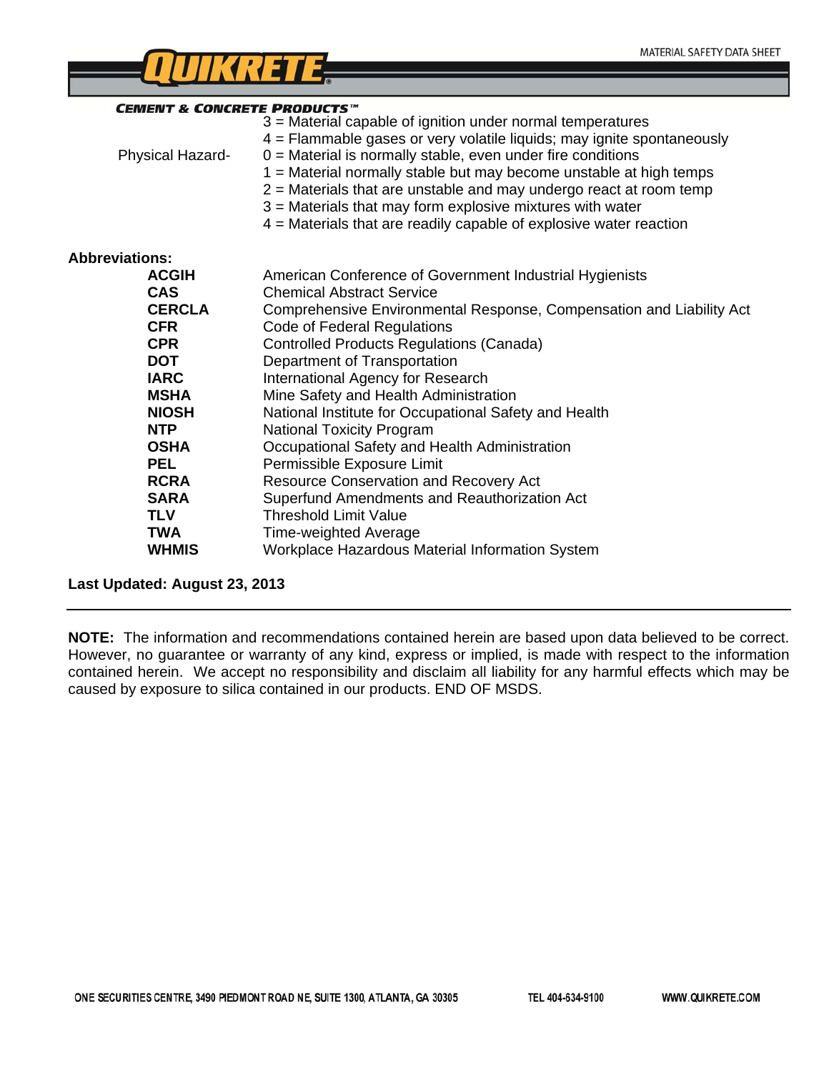3 = Material capable of ignition under normal temperatures
4 = Flammable gases or very volatile liquids; may ignite spontaneously

Physical Hazard- 0 = Material is normally stable, even under fire conditions
1 = Material normally stable but may become unstable at high temps
2 = Materials that are unstable and may undergo react at room temp
3 = Materials that may form explosive mixtures with water
4 = Materials that are readily capable of explosive water reaction

**Abbreviations:**

| | |
|---|---|
| **ACGIH** | American Conference of Government Industrial Hygienists |
| **CAS** | Chemical Abstract Service |
| **CERCLA** | Comprehensive Environmental Response, Compensation and Liability Act |
| **CFR** | Code of Federal Regulations |
| **CPR** | Controlled Products Regulations (Canada) |
| **DOT** | Department of Transportation |
| **IARC** | International Agency for Research |
| **MSHA** | Mine Safety and Health Administration |
| **NIOSH** | National Institute for Occupational Safety and Health |
| **NTP** | National Toxicity Program |
| **OSHA** | Occupational Safety and Health Administration |
| **PEL** | Permissible Exposure Limit |
| **RCRA** | Resource Conservation and Recovery Act |
| **SARA** | Superfund Amendments and Reauthorization Act |
| **TLV** | Threshold Limit Value |
| **TWA** | Time-weighted Average |
| **WHMIS** | Workplace Hazardous Material Information System |

**Last Updated: August 23, 2013**

---

**NOTE:** The information and recommendations contained herein are based upon data believed to be correct. However, no guarantee or warranty of any kind, express or implied, is made with respect to the information contained herein. We accept no responsibility and disclaim all liability for any harmful effects which may be caused by exposure to silica contained in our products. END OF MSDS.